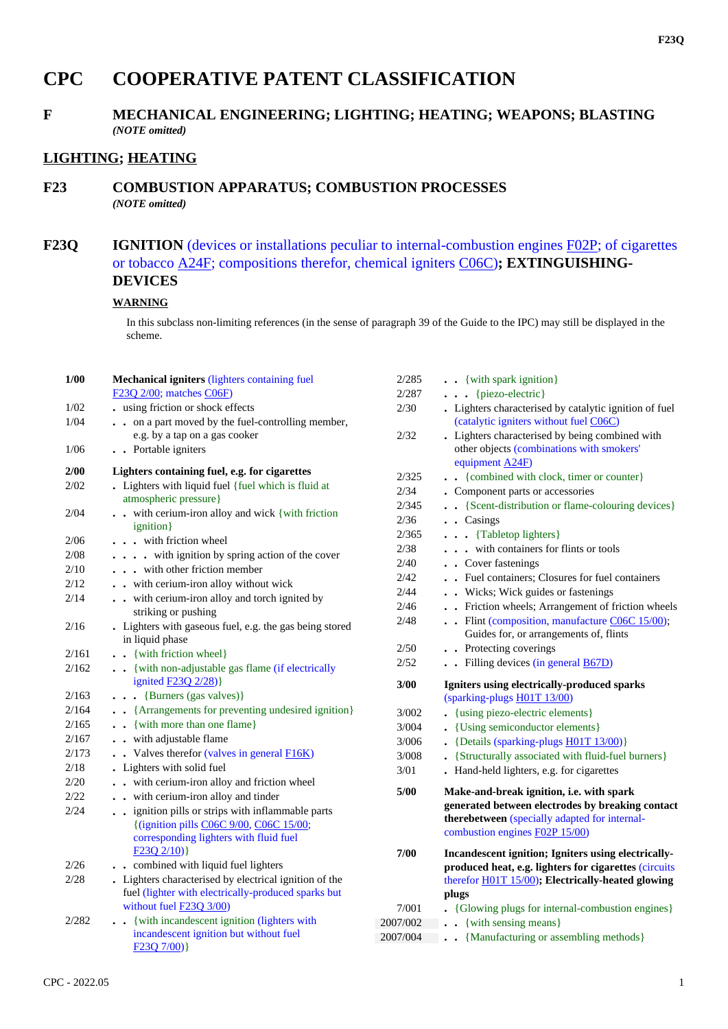# CPC COOPERATIVE PATENT CLASSIFICATION

## F MECHANICAL ENGINEERING; LIGHTING; HEATING; WEAPONS; BLASTING

*(NOTE omitted)*

## LIGHTING; HEATING

## F23 COMBUSTION APPARATUS; COMBUSTION PROCESSES

*(NOTE omitted)*

## F23Q IGNITION (devices or installations peculiar to internal-combustion engines F02P; of cigarettes or tobacco A24F; compositions therefor, chemical igniters C06C); EXTINGUISHING-DEVICES

**WARNING**

In this subclass non-limiting references (in the sense of paragraph 39 of the Guide to the IPC) may still be displayed in the scheme.

| | |
|---|---|
| **1/00** | **Mechanical igniters** (lighters containing fuel F23Q 2/00; matches C06F) |
| 1/02 | . using friction or shock effects |
| 1/04 | . . on a part moved by the fuel-controlling member, e.g. by a tap on a gas cooker |
| 1/06 | . . Portable igniters |
| **2/00** | **Lighters containing fuel, e.g. for cigarettes** |
| 2/02 | . Lighters with liquid fuel {fuel which is fluid at atmospheric pressure} |
| 2/04 | . . with cerium-iron alloy and wick {with friction ignition} |
| 2/06 | . . . with friction wheel |
| 2/08 | . . . . with ignition by spring action of the cover |
| 2/10 | . . . with other friction member |
| 2/12 | . . with cerium-iron alloy without wick |
| 2/14 | . . with cerium-iron alloy and torch ignited by striking or pushing |
| 2/16 | . Lighters with gaseous fuel, e.g. the gas being stored in liquid phase |
| 2/161 | . . {with friction wheel} |
| 2/162 | . . {with non-adjustable gas flame (if electrically ignited F23Q 2/28)} |
| 2/163 | . . . {Burners (gas valves)} |
| 2/164 | . . {Arrangements for preventing undesired ignition} |
| 2/165 | . . {with more than one flame} |
| 2/167 | . . with adjustable flame |
| 2/173 | . . Valves therefor (valves in general F16K) |
| 2/18 | . Lighters with solid fuel |
| 2/20 | . . with cerium-iron alloy and friction wheel |
| 2/22 | . . with cerium-iron alloy and tinder |
| 2/24 | . . ignition pills or strips with inflammable parts {(ignition pills C06C 9/00, C06C 15/00; corresponding lighters with fluid fuel F23Q 2/10)} |
| 2/26 | . . combined with liquid fuel lighters |
| 2/28 | . Lighters characterised by electrical ignition of the fuel (lighter with electrically-produced sparks but without fuel F23Q 3/00) |
| 2/282 | . . {with incandescent ignition (lighters with incandescent ignition but without fuel F23Q 7/00)} |
| 2/285 | . . {with spark ignition} |
| 2/287 | . . . {piezo-electric} |
| 2/30 | . Lighters characterised by catalytic ignition of fuel (catalytic igniters without fuel C06C) |
| 2/32 | . Lighters characterised by being combined with other objects (combinations with smokers' equipment A24F) |
| 2/325 | . . {combined with clock, timer or counter} |
| 2/34 | . Component parts or accessories |
| 2/345 | . . {Scent-distribution or flame-colouring devices} |
| 2/36 | . . Casings |
| 2/365 | . . . {Tabletop lighters} |
| 2/38 | . . . with containers for flints or tools |
| 2/40 | . . Cover fastenings |
| 2/42 | . . Fuel containers; Closures for fuel containers |
| 2/44 | . . Wicks; Wick guides or fastenings |
| 2/46 | . . Friction wheels; Arrangement of friction wheels |
| 2/48 | . . Flint (composition, manufacture C06C 15/00); Guides for, or arrangements of, flints |
| 2/50 | . . Protecting coverings |
| 2/52 | . . Filling devices (in general B67D) |
| **3/00** | **Igniters using electrically-produced sparks** (sparking-plugs H01T 13/00) |
| 3/002 | . {using piezo-electric elements} |
| 3/004 | . {Using semiconductor elements} |
| 3/006 | . {Details (sparking-plugs H01T 13/00)} |
| 3/008 | . {Structurally associated with fluid-fuel burners} |
| 3/01 | . Hand-held lighters, e.g. for cigarettes |
| **5/00** | **Make-and-break ignition, i.e. with spark generated between electrodes by breaking contact therebetween** (specially adapted for internal-combustion engines F02P 15/00) |
| **7/00** | **Incandescent ignition; Igniters using electrically-produced heat, e.g. lighters for cigarettes** (circuits therefor H01T 15/00)**; Electrically-heated glowing plugs** |
| 7/001 | . {Glowing plugs for internal-combustion engines} |
| 2007/002 | . . {with sensing means} |
| 2007/004 | . . {Manufacturing or assembling methods} |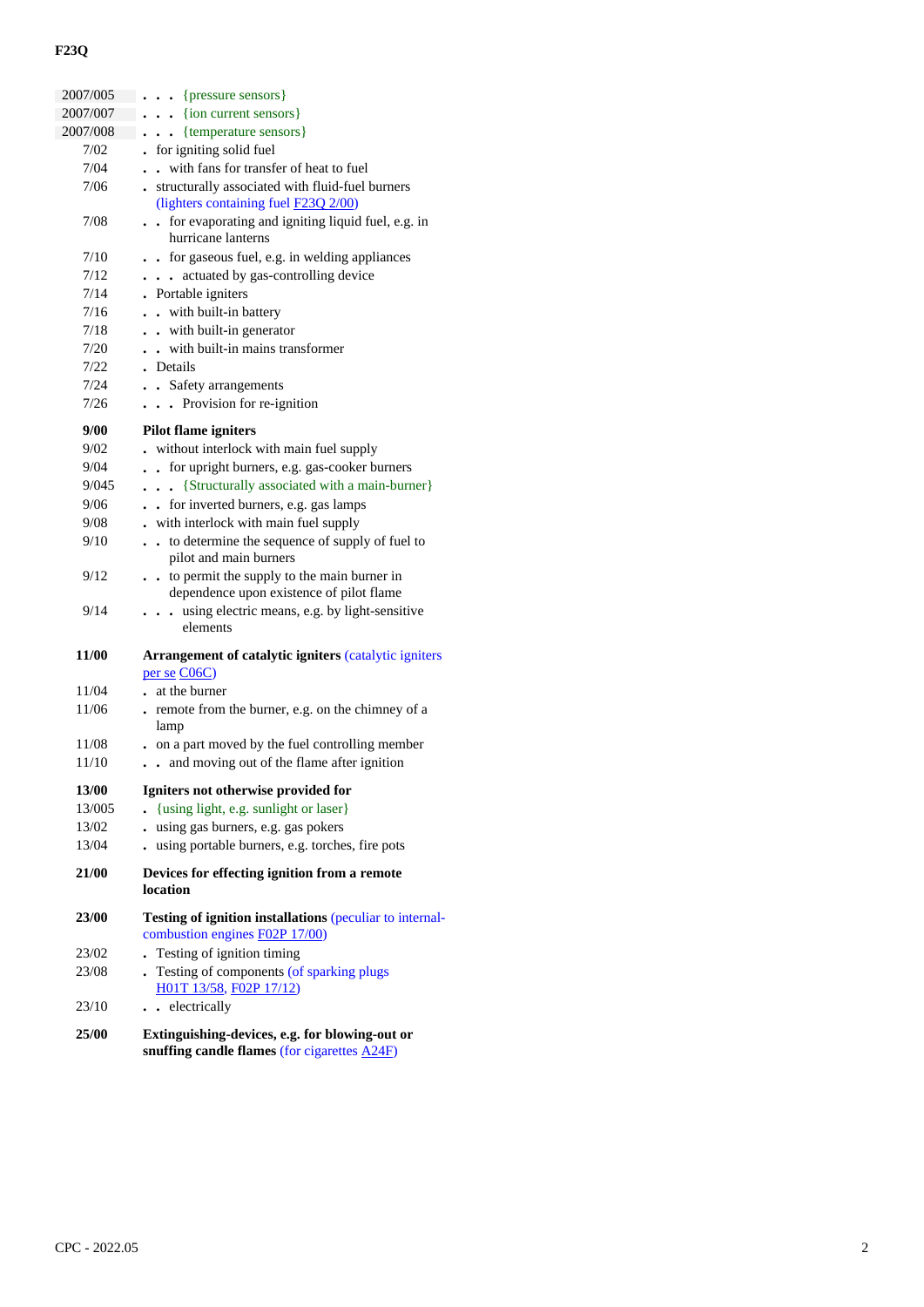| | |
|---|---|
| 2007/005 | . . . {pressure sensors} |
| 2007/007 | . . . {ion current sensors} |
| 2007/008 | . . . {temperature sensors} |
| 7/02 | . for igniting solid fuel |
| 7/04 | . . with fans for transfer of heat to fuel |
| 7/06 | . structurally associated with fluid-fuel burners (lighters containing fuel F23Q 2/00) |
| 7/08 | . . for evaporating and igniting liquid fuel, e.g. in hurricane lanterns |
| 7/10 | . . for gaseous fuel, e.g. in welding appliances |
| 7/12 | . . . actuated by gas-controlling device |
| 7/14 | . Portable igniters |
| 7/16 | . . with built-in battery |
| 7/18 | . . with built-in generator |
| 7/20 | . . with built-in mains transformer |
| 7/22 | . Details |
| 7/24 | . . Safety arrangements |
| 7/26 | . . . Provision for re-ignition |
| **9/00** | **Pilot flame igniters** |
| 9/02 | . without interlock with main fuel supply |
| 9/04 | . . for upright burners, e.g. gas-cooker burners |
| 9/045 | . . . {Structurally associated with a main-burner} |
| 9/06 | . . for inverted burners, e.g. gas lamps |
| 9/08 | . with interlock with main fuel supply |
| 9/10 | . . to determine the sequence of supply of fuel to pilot and main burners |
| 9/12 | . . to permit the supply to the main burner in dependence upon existence of pilot flame |
| 9/14 | . . . using electric means, e.g. by light-sensitive elements |
| **11/00** | **Arrangement of catalytic igniters** (catalytic igniters per se C06C) |
| 11/04 | . at the burner |
| 11/06 | . remote from the burner, e.g. on the chimney of a lamp |
| 11/08 | . on a part moved by the fuel controlling member |
| 11/10 | . . and moving out of the flame after ignition |
| **13/00** | **Igniters not otherwise provided for** |
| 13/005 | . {using light, e.g. sunlight or laser} |
| 13/02 | . using gas burners, e.g. gas pokers |
| 13/04 | . using portable burners, e.g. torches, fire pots |
| **21/00** | **Devices for effecting ignition from a remote location** |
| **23/00** | **Testing of ignition installations** (peculiar to internal-combustion engines F02P 17/00) |
| 23/02 | . Testing of ignition timing |
| 23/08 | . Testing of components (of sparking plugs H01T 13/58, F02P 17/12) |
| 23/10 | . . electrically |
| **25/00** | **Extinguishing-devices, e.g. for blowing-out or snuffing candle flames** (for cigarettes A24F) |